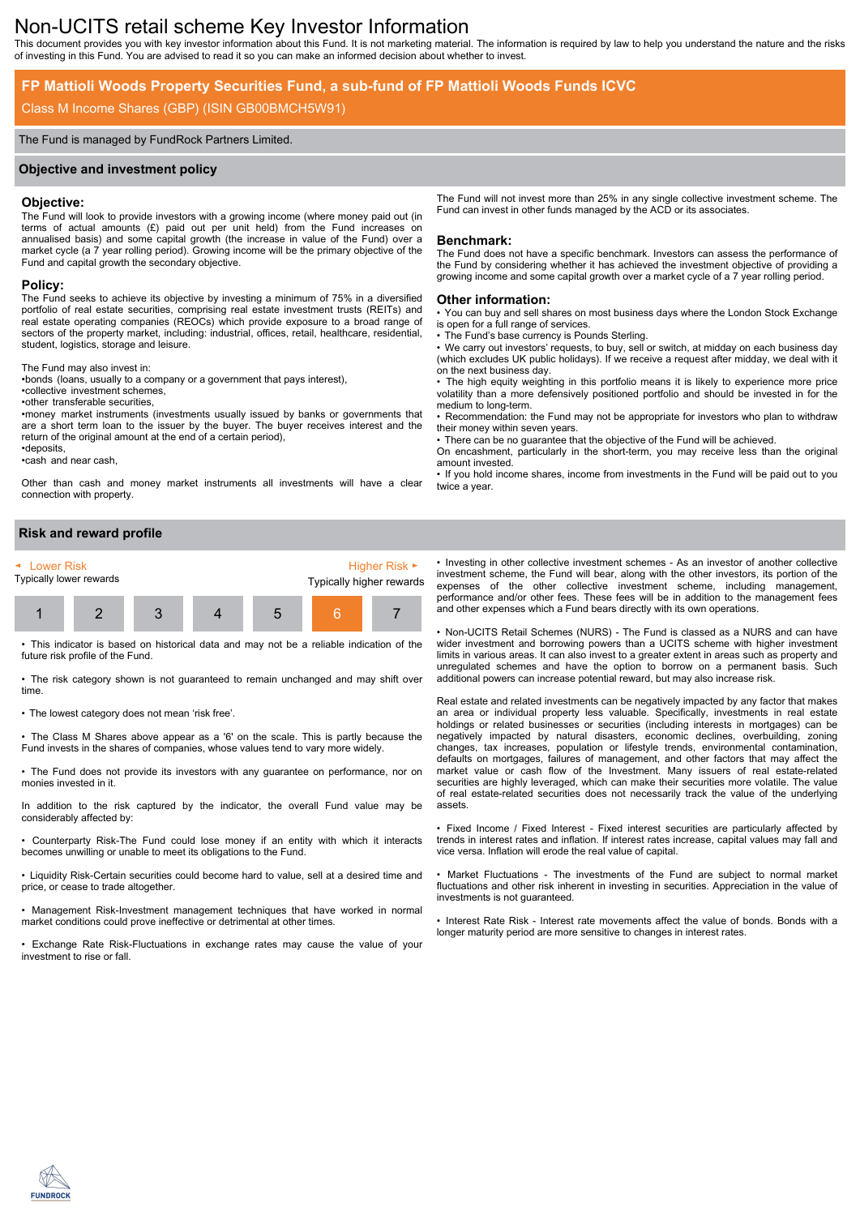# Non-UCITS retail scheme Key Investor Information

This document provides you with key investor information about this Fund. It is not marketing material. The information is required by law to help you understand the nature and the risks of investing in this Fund. You are advised to read it so you can make an informed decision about whether to invest.

## FP Mattioli Woods Property Securities Fund, a sub-fund of FP Mattioli Woods Funds ICVC

Class M Income Shares (GBP) (ISIN GB00BMCH5W91)

The Fund is managed by FundRock Partners Limited.

## Objective and investment policy

### Objective:

The Fund will look to provide investors with a growing income (where money paid out (in terms of actual amounts (£) paid out per unit held) from the Fund increases on annualised basis) and some capital growth (the increase in value of the Fund) over a market cycle (a 7 year rolling period). Growing income will be the primary objective of the Fund and capital growth the secondary objective.

### Policy:

The Fund seeks to achieve its objective by investing a minimum of 75% in a diversified portfolio of real estate securities, comprising real estate investment trusts (REITs) and real estate operating companies (REOCs) which provide exposure to a broad range of sectors of the property market, including: industrial, offices, retail, healthcare, residential, student, logistics, storage and leisure.

The Fund may also invest in:
- bonds (loans, usually to a company or a government that pays interest),
- collective investment schemes,
- other transferable securities,
- money market instruments (investments usually issued by banks or governments that are a short term loan to the issuer by the buyer. The buyer receives interest and the return of the original amount at the end of a certain period),
- deposits,
- cash and near cash,

Other than cash and money market instruments all investments will have a clear connection with property.

The Fund will not invest more than 25% in any single collective investment scheme. The Fund can invest in other funds managed by the ACD or its associates.

### Benchmark:

The Fund does not have a specific benchmark. Investors can assess the performance of the Fund by considering whether it has achieved the investment objective of providing a growing income and some capital growth over a market cycle of a 7 year rolling period.

### Other information:

- You can buy and sell shares on most business days where the London Stock Exchange is open for a full range of services.
- The Fund's base currency is Pounds Sterling.
- We carry out investors' requests, to buy, sell or switch, at midday on each business day (which excludes UK public holidays). If we receive a request after midday, we deal with it on the next business day.
- The high equity weighting in this portfolio means it is likely to experience more price volatility than a more defensively positioned portfolio and should be invested in for the medium to long-term.
- Recommendation: the Fund may not be appropriate for investors who plan to withdraw their money within seven years.
- There can be no guarantee that the objective of the Fund will be achieved.

On encashment, particularly in the short-term, you may receive less than the original amount invested.
- If you hold income shares, income from investments in the Fund will be paid out to you twice a year.

## Risk and reward profile

| Lower Risk<br>Typically lower rewards | | | | | | Higher Risk<br>Typically higher rewards |
|---|---|---|---|---|---|---|
| 1 | 2 | 3 | 4 | 5 | **6** | 7 |

- This indicator is based on historical data and may not be a reliable indication of the future risk profile of the Fund.
- The risk category shown is not guaranteed to remain unchanged and may shift over time.
- The lowest category does not mean 'risk free'.
- The Class M Shares above appear as a '6' on the scale. This is partly because the Fund invests in the shares of companies, whose values tend to vary more widely.
- The Fund does not provide its investors with any guarantee on performance, nor on monies invested in it.

In addition to the risk captured by the indicator, the overall Fund value may be considerably affected by:

- Counterparty Risk-The Fund could lose money if an entity with which it interacts becomes unwilling or unable to meet its obligations to the Fund.
- Liquidity Risk-Certain securities could become hard to value, sell at a desired time and price, or cease to trade altogether.
- Management Risk-Investment management techniques that have worked in normal market conditions could prove ineffective or detrimental at other times.
- Exchange Rate Risk-Fluctuations in exchange rates may cause the value of your investment to rise or fall.
- Investing in other collective investment schemes - As an investor of another collective investment scheme, the Fund will bear, along with the other investors, its portion of the expenses of the other collective investment scheme, including management, performance and/or other fees. These fees will be in addition to the management fees and other expenses which a Fund bears directly with its own operations.
- Non-UCITS Retail Schemes (NURS) - The Fund is classed as a NURS and can have wider investment and borrowing powers than a UCITS scheme with higher investment limits in various areas. It can also invest to a greater extent in areas such as property and unregulated schemes and have the option to borrow on a permanent basis. Such additional powers can increase potential reward, but may also increase risk.

Real estate and related investments can be negatively impacted by any factor that makes an area or individual property less valuable. Specifically, investments in real estate holdings or related businesses or securities (including interests in mortgages) can be negatively impacted by natural disasters, economic declines, overbuilding, zoning changes, tax increases, population or lifestyle trends, environmental contamination, defaults on mortgages, failures of management, and other factors that may affect the market value or cash flow of the Investment. Many issuers of real estate-related securities are highly leveraged, which can make their securities more volatile. The value of real estate-related securities does not necessarily track the value of the underlying assets.

- Fixed Income / Fixed Interest - Fixed interest securities are particularly affected by trends in interest rates and inflation. If interest rates increase, capital values may fall and vice versa. Inflation will erode the real value of capital.
- Market Fluctuations - The investments of the Fund are subject to normal market fluctuations and other risk inherent in investing in securities. Appreciation in the value of investments is not guaranteed.
- Interest Rate Risk - Interest rate movements affect the value of bonds. Bonds with a longer maturity period are more sensitive to changes in interest rates.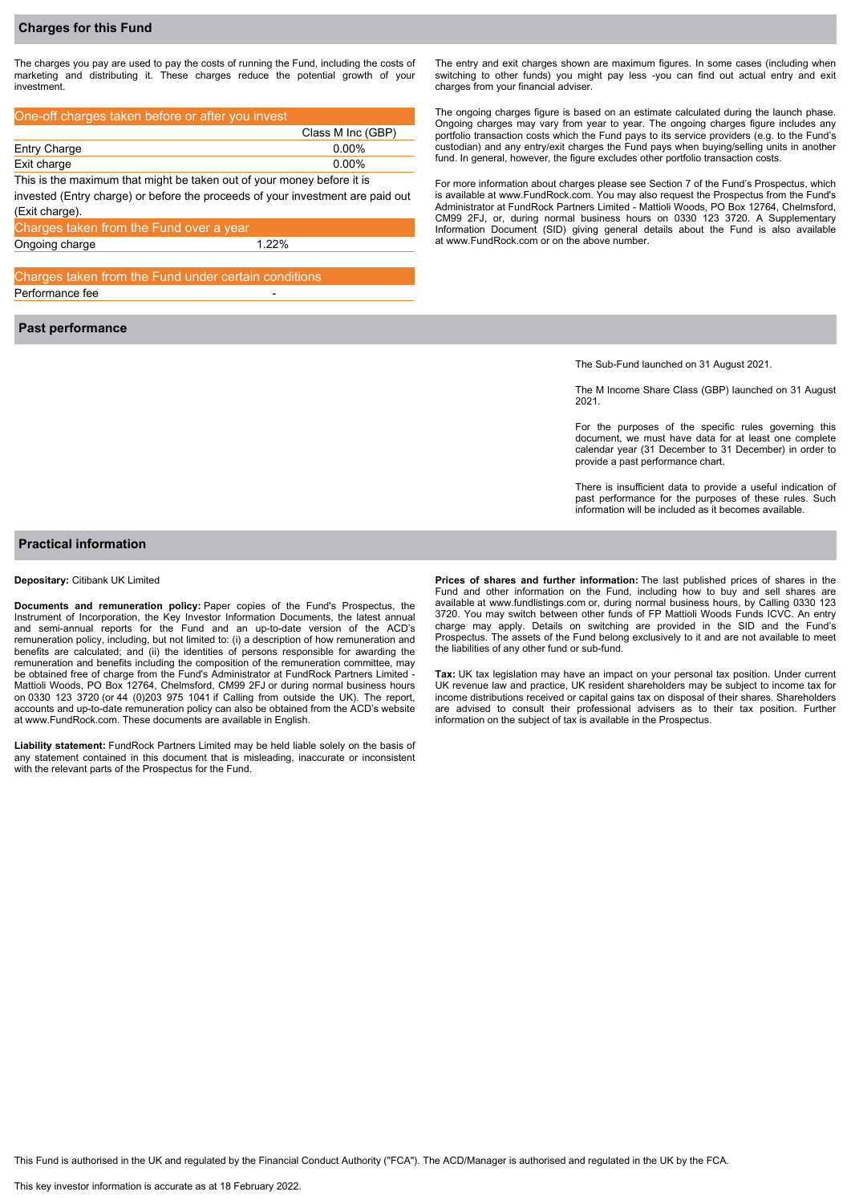## Charges for this Fund

The charges you pay are used to pay the costs of running the Fund, including the costs of marketing and distributing it. These charges reduce the potential growth of your investment.

| One-off charges taken before or after you invest | |
|---|---|
| | Class M Inc (GBP) |
| Entry Charge | 0.00% |
| Exit charge | 0.00% |

This is the maximum that might be taken out of your money before it is invested (Entry charge) or before the proceeds of your investment are paid out (Exit charge).

| Charges taken from the Fund over a year | |
|---|---|
| Ongoing charge | 1.22% |

| Charges taken from the Fund under certain conditions | |
|---|---|
| Performance fee | - |

The entry and exit charges shown are maximum figures. In some cases (including when switching to other funds) you might pay less -you can find out actual entry and exit charges from your financial adviser.

The ongoing charges figure is based on an estimate calculated during the launch phase. Ongoing charges may vary from year to year. The ongoing charges figure includes any portfolio transaction costs which the Fund pays to its service providers (e.g. to the Fund's custodian) and any entry/exit charges the Fund pays when buying/selling units in another fund. In general, however, the figure excludes other portfolio transaction costs.

For more information about charges please see Section 7 of the Fund's Prospectus, which is available at www.FundRock.com. You may also request the Prospectus from the Fund's Administrator at FundRock Partners Limited - Mattioli Woods, PO Box 12764, Chelmsford, CM99 2FJ, or, during normal business hours on 0330 123 3720. A Supplementary Information Document (SID) giving general details about the Fund is also available at www.FundRock.com or on the above number.

## Past performance

The Sub-Fund launched on 31 August 2021.

The M Income Share Class (GBP) launched on 31 August 2021.

For the purposes of the specific rules governing this document, we must have data for at least one complete calendar year (31 December to 31 December) in order to provide a past performance chart.

There is insufficient data to provide a useful indication of past performance for the purposes of these rules. Such information will be included as it becomes available.

## Practical information

**Depositary:** Citibank UK Limited

**Documents and remuneration policy:** Paper copies of the Fund's Prospectus, the Instrument of Incorporation, the Key Investor Information Documents, the latest annual and semi-annual reports for the Fund and an up-to-date version of the ACD's remuneration policy, including, but not limited to: (i) a description of how remuneration and benefits are calculated; and (ii) the identities of persons responsible for awarding the remuneration and benefits including the composition of the remuneration committee, may be obtained free of charge from the Fund's Administrator at FundRock Partners Limited - Mattioli Woods, PO Box 12764, Chelmsford, CM99 2FJ or during normal business hours on 0330 123 3720 (or 44 (0)203 975 1041 if Calling from outside the UK). The report, accounts and up-to-date remuneration policy can also be obtained from the ACD's website at www.FundRock.com. These documents are available in English.

**Liability statement:** FundRock Partners Limited may be held liable solely on the basis of any statement contained in this document that is misleading, inaccurate or inconsistent with the relevant parts of the Prospectus for the Fund.

**Prices of shares and further information:** The last published prices of shares in the Fund and other information on the Fund, including how to buy and sell shares are available at www.fundlistings.com or, during normal business hours, by Calling 0330 123 3720. You may switch between other funds of FP Mattioli Woods Funds ICVC. An entry charge may apply. Details on switching are provided in the SID and the Fund's Prospectus. The assets of the Fund belong exclusively to it and are not available to meet the liabilities of any other fund or sub-fund.

**Tax:** UK tax legislation may have an impact on your personal tax position. Under current UK revenue law and practice, UK resident shareholders may be subject to income tax for income distributions received or capital gains tax on disposal of their shares. Shareholders are advised to consult their professional advisers as to their tax position. Further information on the subject of tax is available in the Prospectus.

This Fund is authorised in the UK and regulated by the Financial Conduct Authority ("FCA"). The ACD/Manager is authorised and regulated in the UK by the FCA.

This key investor information is accurate as at 18 February 2022.